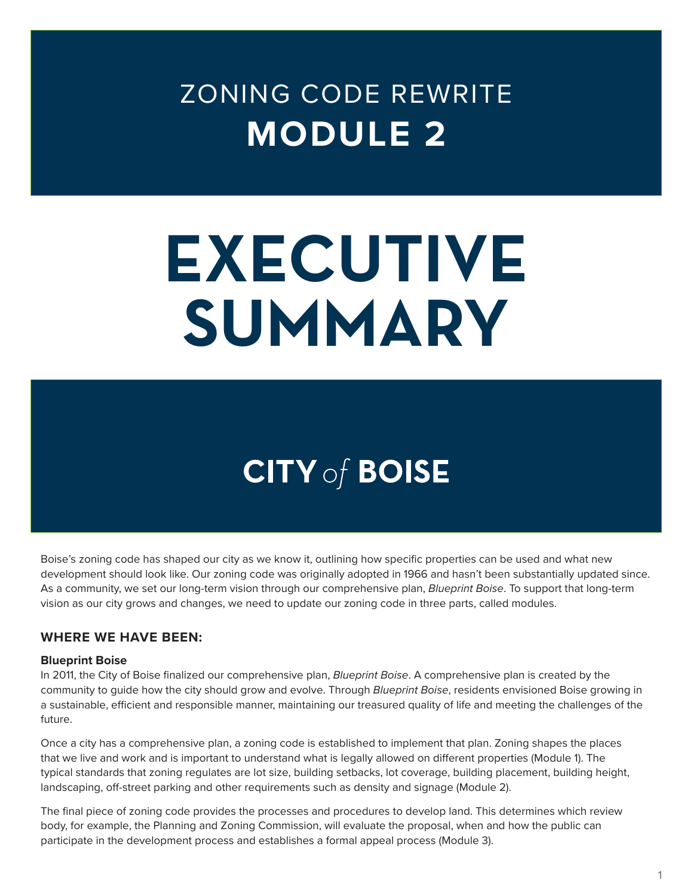# ZONING CODE REWRITE

# MODULE 2

# EXECUTIVE SUMMARY

**CITY *of* BOISE**

Boise's zoning code has shaped our city as we know it, outlining how specific properties can be used and what new development should look like. Our zoning code was originally adopted in 1966 and hasn't been substantially updated since. As a community, we set our long-term vision through our comprehensive plan, *Blueprint Boise*. To support that long-term vision as our city grows and changes, we need to update our zoning code in three parts, called modules.

## WHERE WE HAVE BEEN:

### Blueprint Boise

In 2011, the City of Boise finalized our comprehensive plan, *Blueprint Boise*. A comprehensive plan is created by the community to guide how the city should grow and evolve. Through *Blueprint Boise*, residents envisioned Boise growing in a sustainable, efficient and responsible manner, maintaining our treasured quality of life and meeting the challenges of the future.

Once a city has a comprehensive plan, a zoning code is established to implement that plan. Zoning shapes the places that we live and work and is important to understand what is legally allowed on different properties (Module 1). The typical standards that zoning regulates are lot size, building setbacks, lot coverage, building placement, building height, landscaping, off-street parking and other requirements such as density and signage (Module 2).

The final piece of zoning code provides the processes and procedures to develop land. This determines which review body, for example, the Planning and Zoning Commission, will evaluate the proposal, when and how the public can participate in the development process and establishes a formal appeal process (Module 3).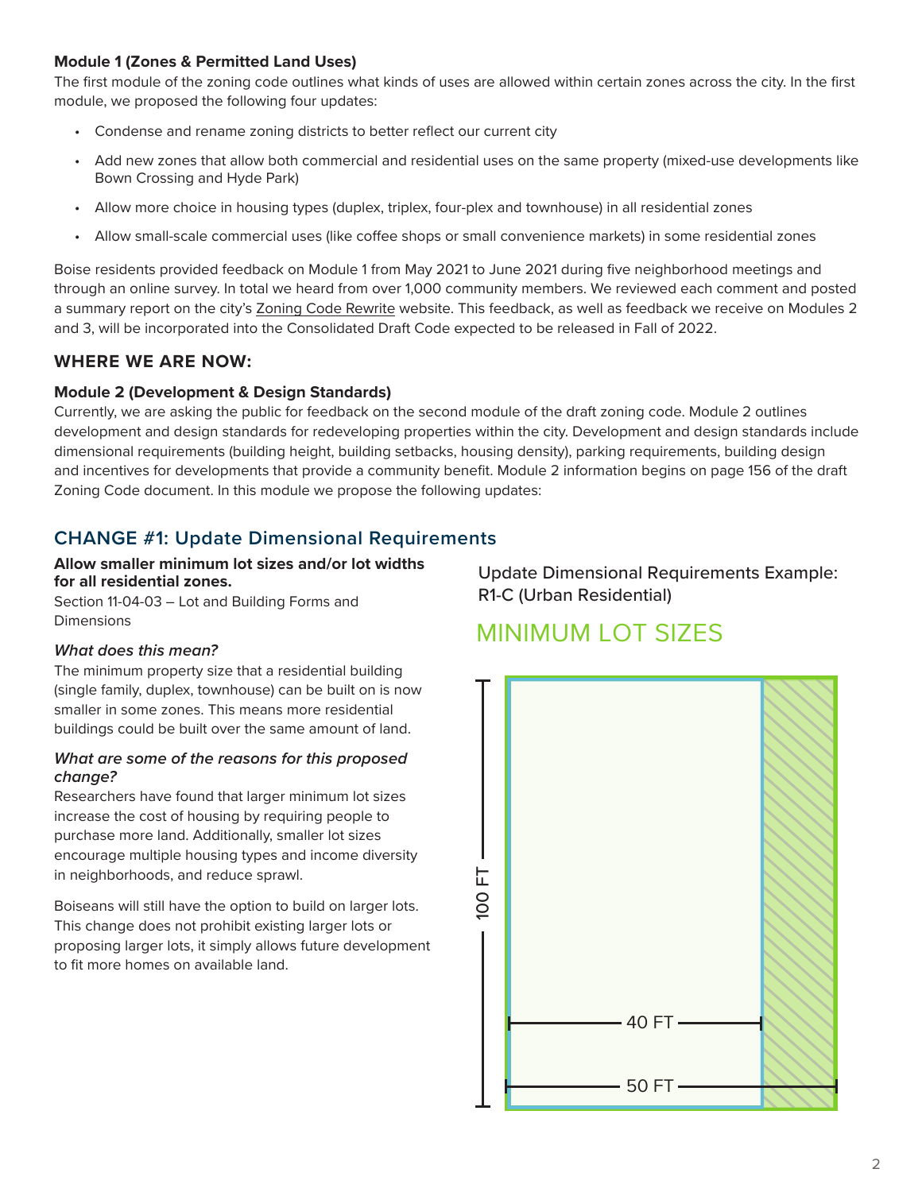**Module 1 (Zones & Permitted Land Uses)**

The first module of the zoning code outlines what kinds of uses are allowed within certain zones across the city. In the first module, we proposed the following four updates:

- Condense and rename zoning districts to better reflect our current city
- Add new zones that allow both commercial and residential uses on the same property (mixed-use developments like Bown Crossing and Hyde Park)
- Allow more choice in housing types (duplex, triplex, four-plex and townhouse) in all residential zones
- Allow small-scale commercial uses (like coffee shops or small convenience markets) in some residential zones

Boise residents provided feedback on Module 1 from May 2021 to June 2021 during five neighborhood meetings and through an online survey. In total we heard from over 1,000 community members. We reviewed each comment and posted a summary report on the city's Zoning Code Rewrite website. This feedback, as well as feedback we receive on Modules 2 and 3, will be incorporated into the Consolidated Draft Code expected to be released in Fall of 2022.

## WHERE WE ARE NOW:

**Module 2 (Development & Design Standards)**

Currently, we are asking the public for feedback on the second module of the draft zoning code. Module 2 outlines development and design standards for redeveloping properties within the city. Development and design standards include dimensional requirements (building height, building setbacks, housing density), parking requirements, building design and incentives for developments that provide a community benefit. Module 2 information begins on page 156 of the draft Zoning Code document. In this module we propose the following updates:

## CHANGE #1: Update Dimensional Requirements

**Allow smaller minimum lot sizes and/or lot widths for all residential zones.**

Section 11-04-03 – Lot and Building Forms and Dimensions

***What does this mean?***

The minimum property size that a residential building (single family, duplex, townhouse) can be built on is now smaller in some zones. This means more residential buildings could be built over the same amount of land.

***What are some of the reasons for this proposed change?***

Researchers have found that larger minimum lot sizes increase the cost of housing by requiring people to purchase more land. Additionally, smaller lot sizes encourage multiple housing types and income diversity in neighborhoods, and reduce sprawl.

Boiseans will still have the option to build on larger lots. This change does not prohibit existing larger lots or proposing larger lots, it simply allows future development to fit more homes on available land.

Update Dimensional Requirements Example: R1-C (Urban Residential)

### MINIMUM LOT SIZES

100 FT

40 FT

50 FT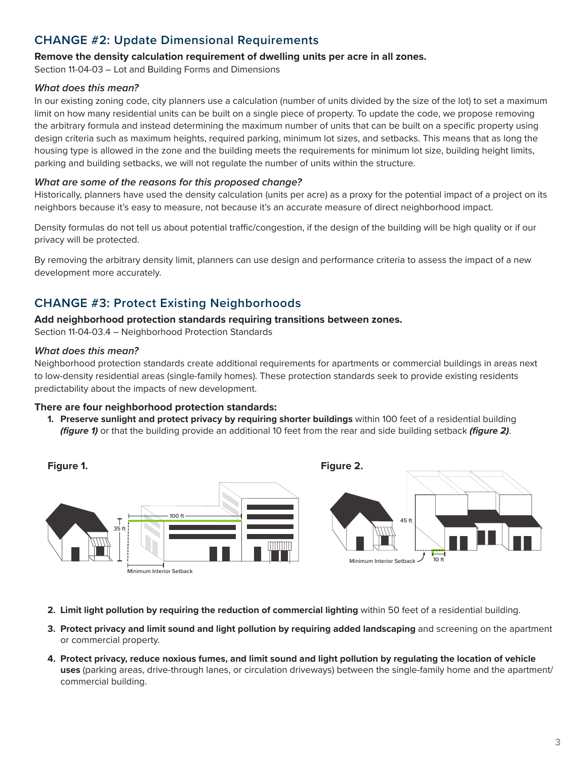## CHANGE #2: Update Dimensional Requirements

**Remove the density calculation requirement of dwelling units per acre in all zones.**

Section 11-04-03 – Lot and Building Forms and Dimensions

### *What does this mean?*

In our existing zoning code, city planners use a calculation (number of units divided by the size of the lot) to set a maximum limit on how many residential units can be built on a single piece of property. To update the code, we propose removing the arbitrary formula and instead determining the maximum number of units that can be built on a specific property using design criteria such as maximum heights, required parking, minimum lot sizes, and setbacks. This means that as long the housing type is allowed in the zone and the building meets the requirements for minimum lot size, building height limits, parking and building setbacks, we will not regulate the number of units within the structure.

### *What are some of the reasons for this proposed change?*

Historically, planners have used the density calculation (units per acre) as a proxy for the potential impact of a project on its neighbors because it's easy to measure, not because it's an accurate measure of direct neighborhood impact.

Density formulas do not tell us about potential traffic/congestion, if the design of the building will be high quality or if our privacy will be protected.

By removing the arbitrary density limit, planners can use design and performance criteria to assess the impact of a new development more accurately.

## CHANGE #3: Protect Existing Neighborhoods

**Add neighborhood protection standards requiring transitions between zones.**

Section 11-04-03.4 – Neighborhood Protection Standards

### *What does this mean?*

Neighborhood protection standards create additional requirements for apartments or commercial buildings in areas next to low-density residential areas (single-family homes). These protection standards seek to provide existing residents predictability about the impacts of new development.

**There are four neighborhood protection standards:**

1. **Preserve sunlight and protect privacy by requiring shorter buildings** within 100 feet of a residential building ***(figure 1)*** or that the building provide an additional 10 feet from the rear and side building setback ***(figure 2)***.

**Figure 1.**

**Figure 2.**

2. **Limit light pollution by requiring the reduction of commercial lighting** within 50 feet of a residential building.
3. **Protect privacy and limit sound and light pollution by requiring added landscaping** and screening on the apartment or commercial property.
4. **Protect privacy, reduce noxious fumes, and limit sound and light pollution by regulating the location of vehicle uses** (parking areas, drive-through lanes, or circulation driveways) between the single-family home and the apartment/commercial building.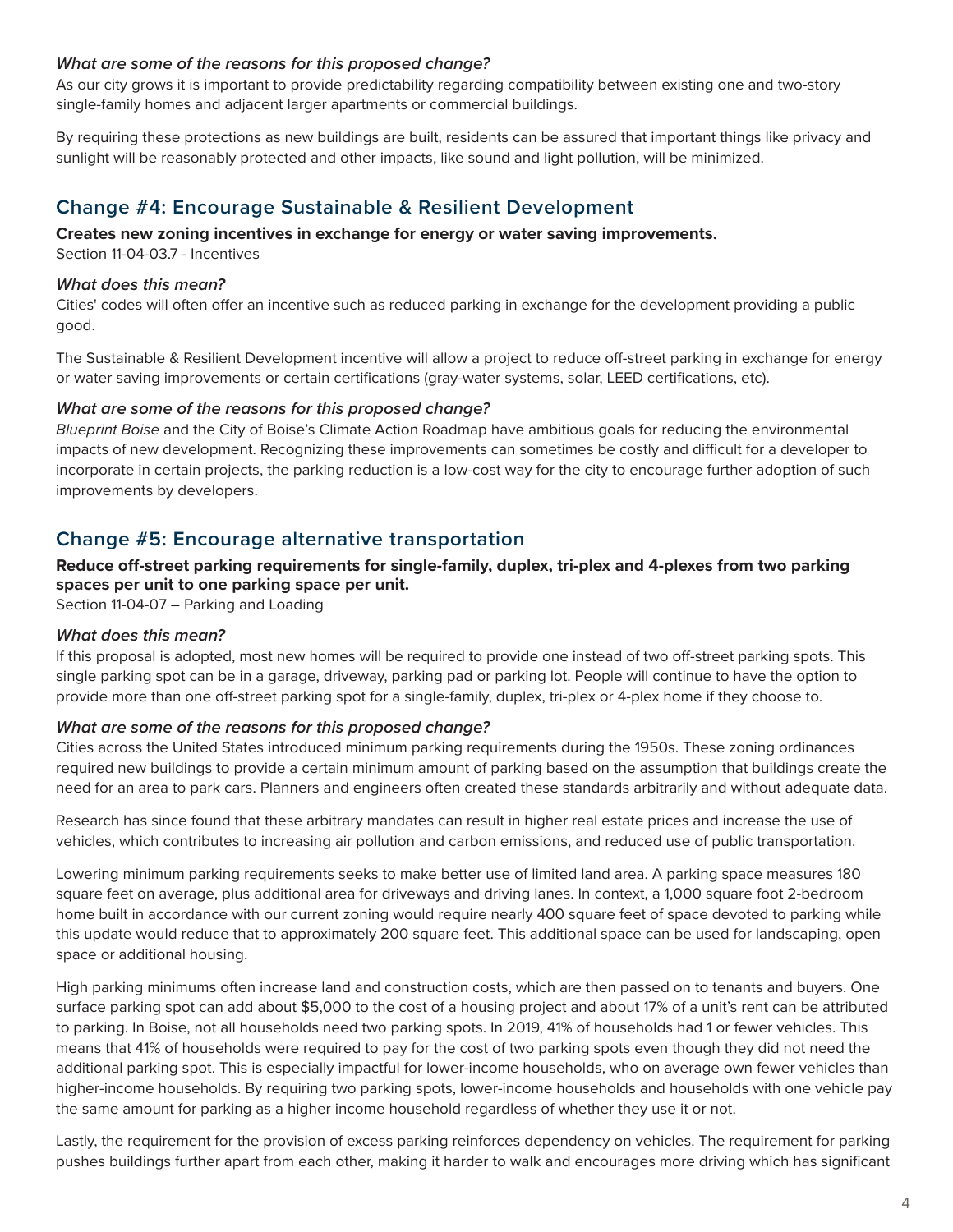### *What are some of the reasons for this proposed change?*

As our city grows it is important to provide predictability regarding compatibility between existing one and two-story single-family homes and adjacent larger apartments or commercial buildings.

By requiring these protections as new buildings are built, residents can be assured that important things like privacy and sunlight will be reasonably protected and other impacts, like sound and light pollution, will be minimized.

## Change #4: Encourage Sustainable & Resilient Development

**Creates new zoning incentives in exchange for energy or water saving improvements.**
Section 11-04-03.7 - Incentives

### *What does this mean?*

Cities' codes will often offer an incentive such as reduced parking in exchange for the development providing a public good.

The Sustainable & Resilient Development incentive will allow a project to reduce off-street parking in exchange for energy or water saving improvements or certain certifications (gray-water systems, solar, LEED certifications, etc).

### *What are some of the reasons for this proposed change?*

*Blueprint Boise* and the City of Boise's Climate Action Roadmap have ambitious goals for reducing the environmental impacts of new development. Recognizing these improvements can sometimes be costly and difficult for a developer to incorporate in certain projects, the parking reduction is a low-cost way for the city to encourage further adoption of such improvements by developers.

## Change #5: Encourage alternative transportation

**Reduce off-street parking requirements for single-family, duplex, tri-plex and 4-plexes from two parking spaces per unit to one parking space per unit.**
Section 11-04-07 – Parking and Loading

### *What does this mean?*

If this proposal is adopted, most new homes will be required to provide one instead of two off-street parking spots. This single parking spot can be in a garage, driveway, parking pad or parking lot. People will continue to have the option to provide more than one off-street parking spot for a single-family, duplex, tri-plex or 4-plex home if they choose to.

### *What are some of the reasons for this proposed change?*

Cities across the United States introduced minimum parking requirements during the 1950s. These zoning ordinances required new buildings to provide a certain minimum amount of parking based on the assumption that buildings create the need for an area to park cars. Planners and engineers often created these standards arbitrarily and without adequate data.

Research has since found that these arbitrary mandates can result in higher real estate prices and increase the use of vehicles, which contributes to increasing air pollution and carbon emissions, and reduced use of public transportation.

Lowering minimum parking requirements seeks to make better use of limited land area. A parking space measures 180 square feet on average, plus additional area for driveways and driving lanes. In context, a 1,000 square foot 2-bedroom home built in accordance with our current zoning would require nearly 400 square feet of space devoted to parking while this update would reduce that to approximately 200 square feet. This additional space can be used for landscaping, open space or additional housing.

High parking minimums often increase land and construction costs, which are then passed on to tenants and buyers. One surface parking spot can add about $5,000 to the cost of a housing project and about 17% of a unit's rent can be attributed to parking. In Boise, not all households need two parking spots. In 2019, 41% of households had 1 or fewer vehicles. This means that 41% of households were required to pay for the cost of two parking spots even though they did not need the additional parking spot. This is especially impactful for lower-income households, who on average own fewer vehicles than higher-income households. By requiring two parking spots, lower-income households and households with one vehicle pay the same amount for parking as a higher income household regardless of whether they use it or not.

Lastly, the requirement for the provision of excess parking reinforces dependency on vehicles. The requirement for parking pushes buildings further apart from each other, making it harder to walk and encourages more driving which has significant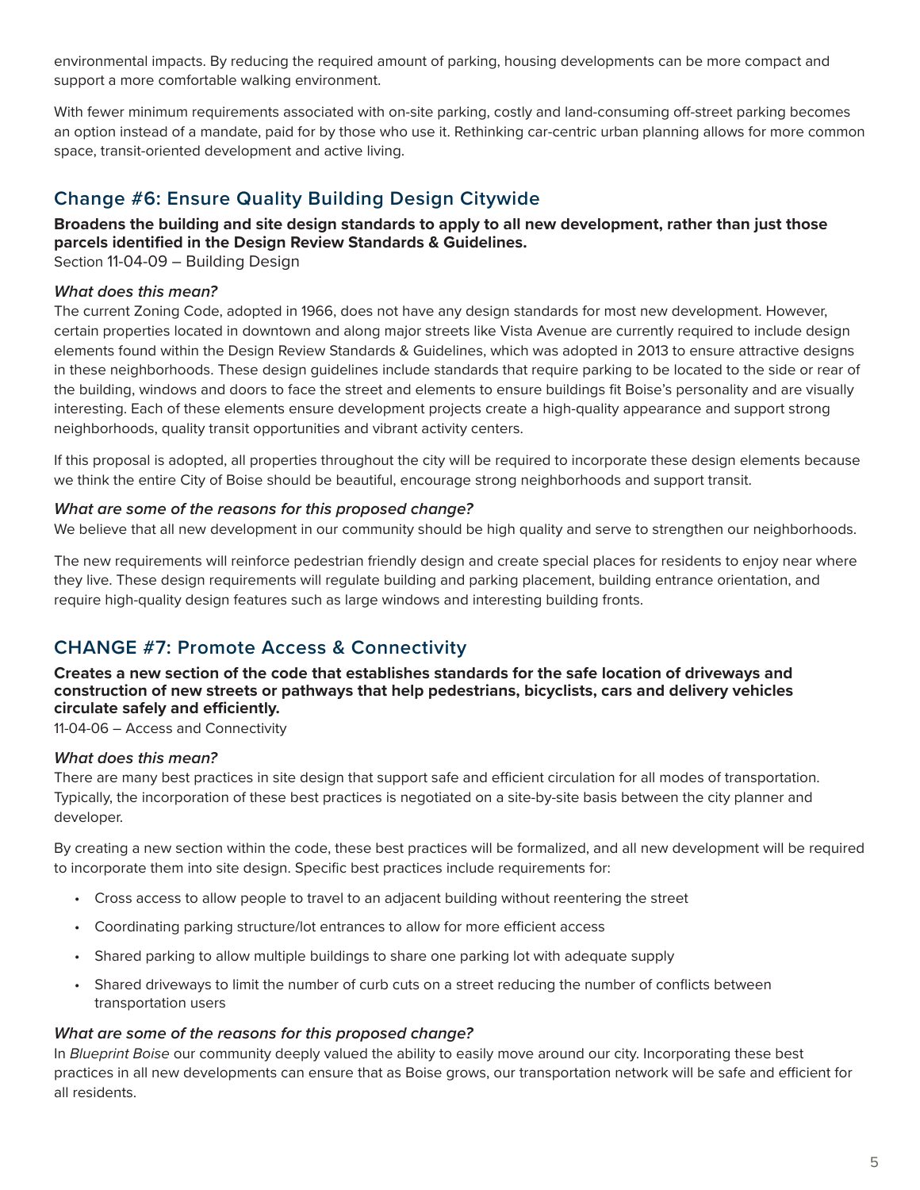environmental impacts. By reducing the required amount of parking, housing developments can be more compact and support a more comfortable walking environment.

With fewer minimum requirements associated with on-site parking, costly and land-consuming off-street parking becomes an option instead of a mandate, paid for by those who use it. Rethinking car-centric urban planning allows for more common space, transit-oriented development and active living.

## Change #6: Ensure Quality Building Design Citywide

**Broadens the building and site design standards to apply to all new development, rather than just those parcels identified in the Design Review Standards & Guidelines.**

Section 11-04-09 – Building Design

***What does this mean?***

The current Zoning Code, adopted in 1966, does not have any design standards for most new development. However, certain properties located in downtown and along major streets like Vista Avenue are currently required to include design elements found within the Design Review Standards & Guidelines, which was adopted in 2013 to ensure attractive designs in these neighborhoods. These design guidelines include standards that require parking to be located to the side or rear of the building, windows and doors to face the street and elements to ensure buildings fit Boise's personality and are visually interesting. Each of these elements ensure development projects create a high-quality appearance and support strong neighborhoods, quality transit opportunities and vibrant activity centers.

If this proposal is adopted, all properties throughout the city will be required to incorporate these design elements because we think the entire City of Boise should be beautiful, encourage strong neighborhoods and support transit.

***What are some of the reasons for this proposed change?***

We believe that all new development in our community should be high quality and serve to strengthen our neighborhoods.

The new requirements will reinforce pedestrian friendly design and create special places for residents to enjoy near where they live. These design requirements will regulate building and parking placement, building entrance orientation, and require high-quality design features such as large windows and interesting building fronts.

## CHANGE #7: Promote Access & Connectivity

**Creates a new section of the code that establishes standards for the safe location of driveways and construction of new streets or pathways that help pedestrians, bicyclists, cars and delivery vehicles circulate safely and efficiently.**

11-04-06 – Access and Connectivity

***What does this mean?***

There are many best practices in site design that support safe and efficient circulation for all modes of transportation. Typically, the incorporation of these best practices is negotiated on a site-by-site basis between the city planner and developer.

By creating a new section within the code, these best practices will be formalized, and all new development will be required to incorporate them into site design. Specific best practices include requirements for:

- Cross access to allow people to travel to an adjacent building without reentering the street
- Coordinating parking structure/lot entrances to allow for more efficient access
- Shared parking to allow multiple buildings to share one parking lot with adequate supply
- Shared driveways to limit the number of curb cuts on a street reducing the number of conflicts between transportation users

***What are some of the reasons for this proposed change?***

In *Blueprint Boise* our community deeply valued the ability to easily move around our city. Incorporating these best practices in all new developments can ensure that as Boise grows, our transportation network will be safe and efficient for all residents.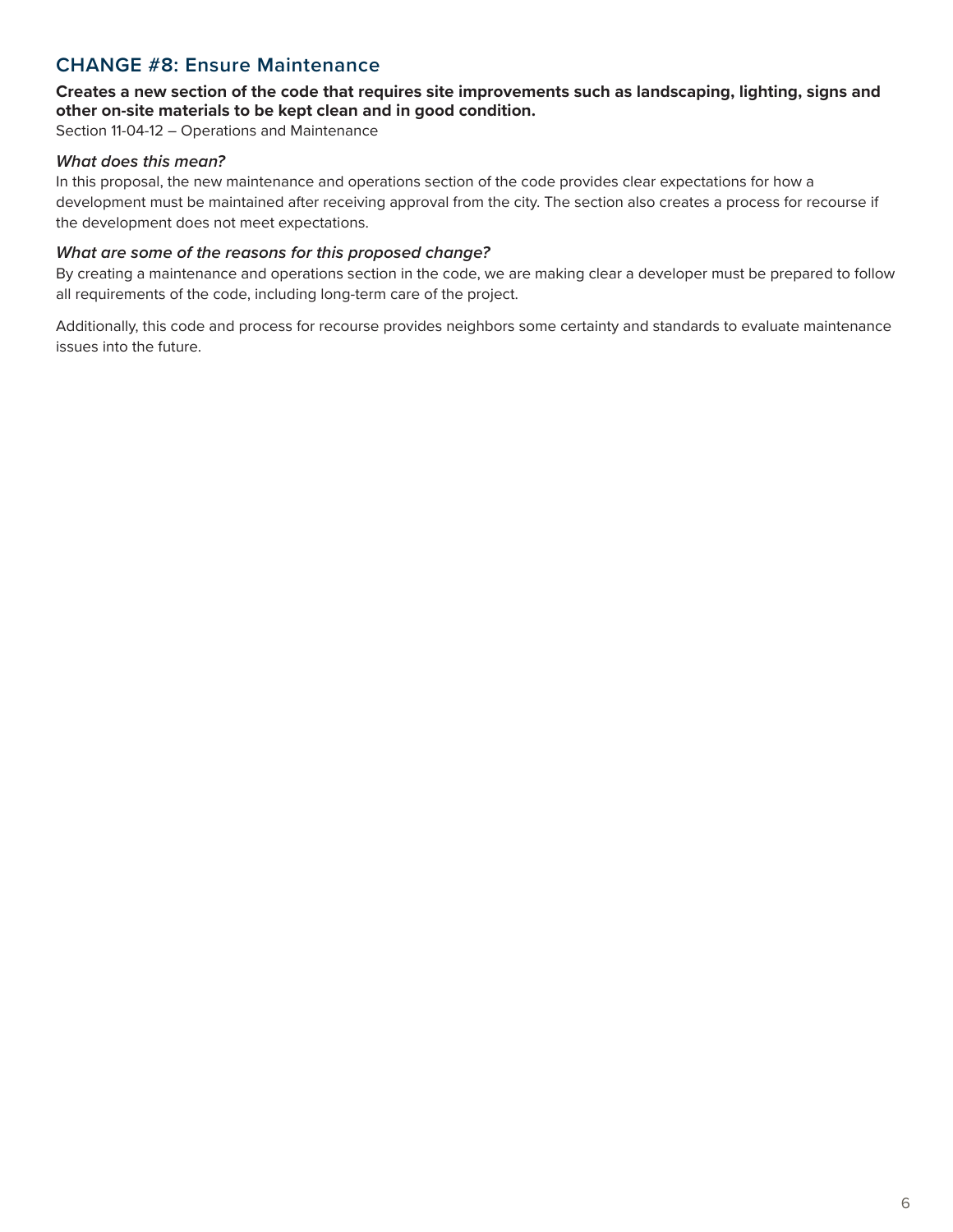## CHANGE #8: Ensure Maintenance

**Creates a new section of the code that requires site improvements such as landscaping, lighting, signs and other on-site materials to be kept clean and in good condition.**

Section 11-04-12 – Operations and Maintenance

### *What does this mean?*

In this proposal, the new maintenance and operations section of the code provides clear expectations for how a development must be maintained after receiving approval from the city. The section also creates a process for recourse if the development does not meet expectations.

### *What are some of the reasons for this proposed change?*

By creating a maintenance and operations section in the code, we are making clear a developer must be prepared to follow all requirements of the code, including long-term care of the project.

Additionally, this code and process for recourse provides neighbors some certainty and standards to evaluate maintenance issues into the future.